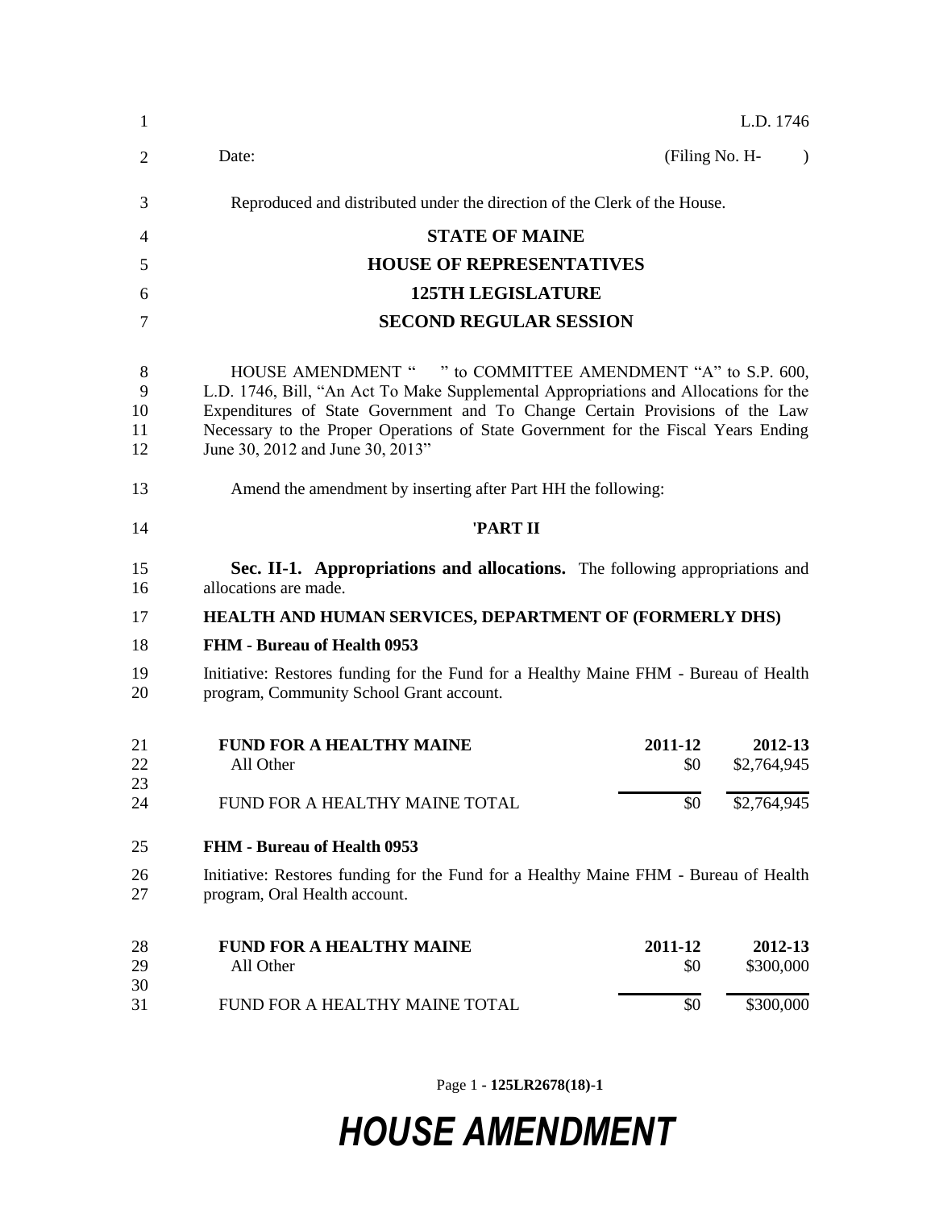L.D. 1746

Date: (Filing No. H- )

Reproduced and distributed under the direction of the Clerk of the House.

**STATE OF MAINE**

**HOUSE OF REPRESENTATIVES**

**125TH LEGISLATURE**

**SECOND REGULAR SESSION**

HOUSE AMENDMENT " " to COMMITTEE AMENDMENT "A" to S.P. 600, L.D. 1746, Bill, "An Act To Make Supplemental Appropriations and Allocations for the Expenditures of State Government and To Change Certain Provisions of the Law Necessary to the Proper Operations of State Government for the Fiscal Years Ending June 30, 2012 and June 30, 2013"

Amend the amendment by inserting after Part HH the following:

**'PART II**

**Sec. II-1. Appropriations and allocations.** The following appropriations and allocations are made.

**HEALTH AND HUMAN SERVICES, DEPARTMENT OF (FORMERLY DHS)**

**FHM - Bureau of Health 0953**

Initiative: Restores funding for the Fund for a Healthy Maine FHM - Bureau of Health program, Community School Grant account.

| **FUND FOR A HEALTHY MAINE** | **2011-12** | **2012-13** |
|---|---|---|
| All Other | $0 | $2,764,945 |
| FUND FOR A HEALTHY MAINE TOTAL | $0 | $2,764,945 |

**FHM - Bureau of Health 0953**

Initiative: Restores funding for the Fund for a Healthy Maine FHM - Bureau of Health program, Oral Health account.

| **FUND FOR A HEALTHY MAINE** | **2011-12** | **2012-13** |
|---|---|---|
| All Other | $0 | $300,000 |
| FUND FOR A HEALTHY MAINE TOTAL | $0 | $300,000 |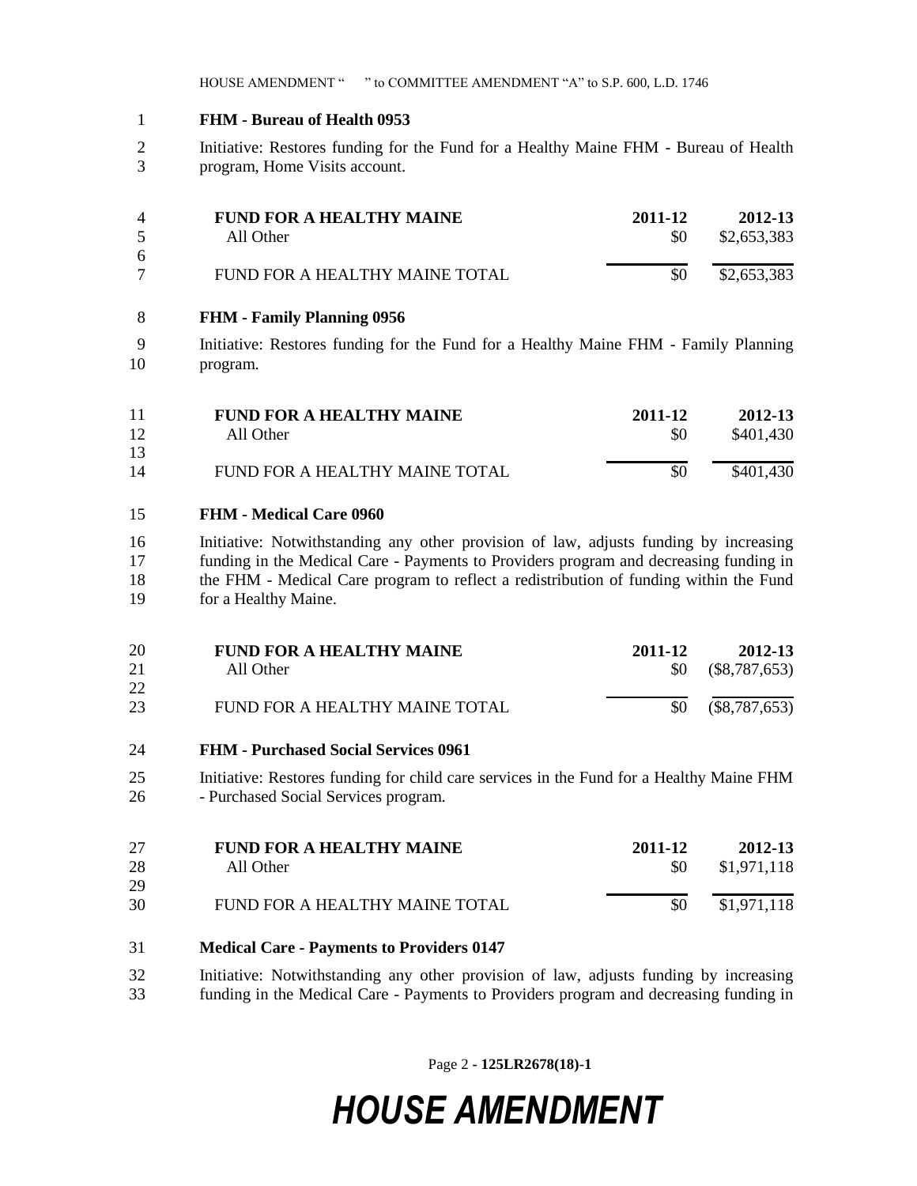**FHM - Bureau of Health 0953**

Initiative: Restores funding for the Fund for a Healthy Maine FHM - Bureau of Health program, Home Visits account.

| FUND FOR A HEALTHY MAINE | 2011-12 | 2012-13 |
|---|---|---|
| All Other | $0 | $2,653,383 |
| FUND FOR A HEALTHY MAINE TOTAL | $0 | $2,653,383 |

**FHM - Family Planning 0956**

Initiative: Restores funding for the Fund for a Healthy Maine FHM - Family Planning program.

| FUND FOR A HEALTHY MAINE | 2011-12 | 2012-13 |
|---|---|---|
| All Other | $0 | $401,430 |
| FUND FOR A HEALTHY MAINE TOTAL | $0 | $401,430 |

**FHM - Medical Care 0960**

Initiative: Notwithstanding any other provision of law, adjusts funding by increasing funding in the Medical Care - Payments to Providers program and decreasing funding in the FHM - Medical Care program to reflect a redistribution of funding within the Fund for a Healthy Maine.

| FUND FOR A HEALTHY MAINE | 2011-12 | 2012-13 |
|---|---|---|
| All Other | $0 | ($8,787,653) |
| FUND FOR A HEALTHY MAINE TOTAL | $0 | ($8,787,653) |

**FHM - Purchased Social Services 0961**

Initiative: Restores funding for child care services in the Fund for a Healthy Maine FHM - Purchased Social Services program.

| FUND FOR A HEALTHY MAINE | 2011-12 | 2012-13 |
|---|---|---|
| All Other | $0 | $1,971,118 |
| FUND FOR A HEALTHY MAINE TOTAL | $0 | $1,971,118 |

**Medical Care - Payments to Providers 0147**

Initiative: Notwithstanding any other provision of law, adjusts funding by increasing funding in the Medical Care - Payments to Providers program and decreasing funding in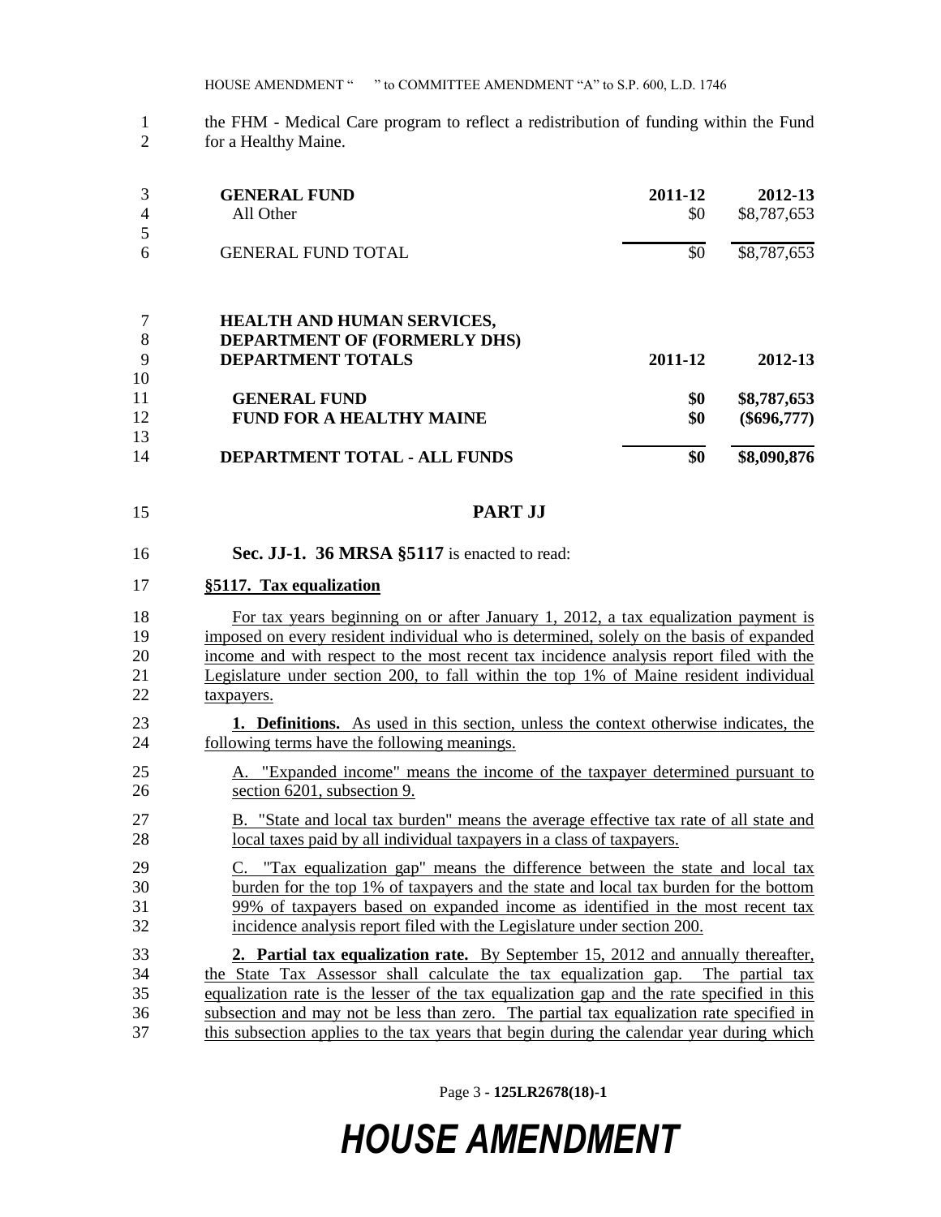the FHM - Medical Care program to reflect a redistribution of funding within the Fund for a Healthy Maine.

| GENERAL FUND | 2011-12 | 2012-13 |
|---|---|---|
| All Other | $0 | $8,787,653 |
| GENERAL FUND TOTAL | $0 | $8,787,653 |

| HEALTH AND HUMAN SERVICES, DEPARTMENT OF (FORMERLY DHS) DEPARTMENT TOTALS | 2011-12 | 2012-13 |
|---|---|---|
| **GENERAL FUND** | **$0** | **$8,787,653** |
| **FUND FOR A HEALTHY MAINE** | **$0** | **($696,777)** |
| **DEPARTMENT TOTAL - ALL FUNDS** | **$0** | **$8,090,876** |

## PART JJ

**Sec. JJ-1. 36 MRSA §5117** is enacted to read:

**§5117. Tax equalization**

For tax years beginning on or after January 1, 2012, a tax equalization payment is imposed on every resident individual who is determined, solely on the basis of expanded income and with respect to the most recent tax incidence analysis report filed with the Legislature under section 200, to fall within the top 1% of Maine resident individual taxpayers.

**1. Definitions.** As used in this section, unless the context otherwise indicates, the following terms have the following meanings.

A. "Expanded income" means the income of the taxpayer determined pursuant to section 6201, subsection 9.

B. "State and local tax burden" means the average effective tax rate of all state and local taxes paid by all individual taxpayers in a class of taxpayers.

C. "Tax equalization gap" means the difference between the state and local tax burden for the top 1% of taxpayers and the state and local tax burden for the bottom 99% of taxpayers based on expanded income as identified in the most recent tax incidence analysis report filed with the Legislature under section 200.

**2. Partial tax equalization rate.** By September 15, 2012 and annually thereafter, the State Tax Assessor shall calculate the tax equalization gap. The partial tax equalization rate is the lesser of the tax equalization gap and the rate specified in this subsection and may not be less than zero. The partial tax equalization rate specified in this subsection applies to the tax years that begin during the calendar year during which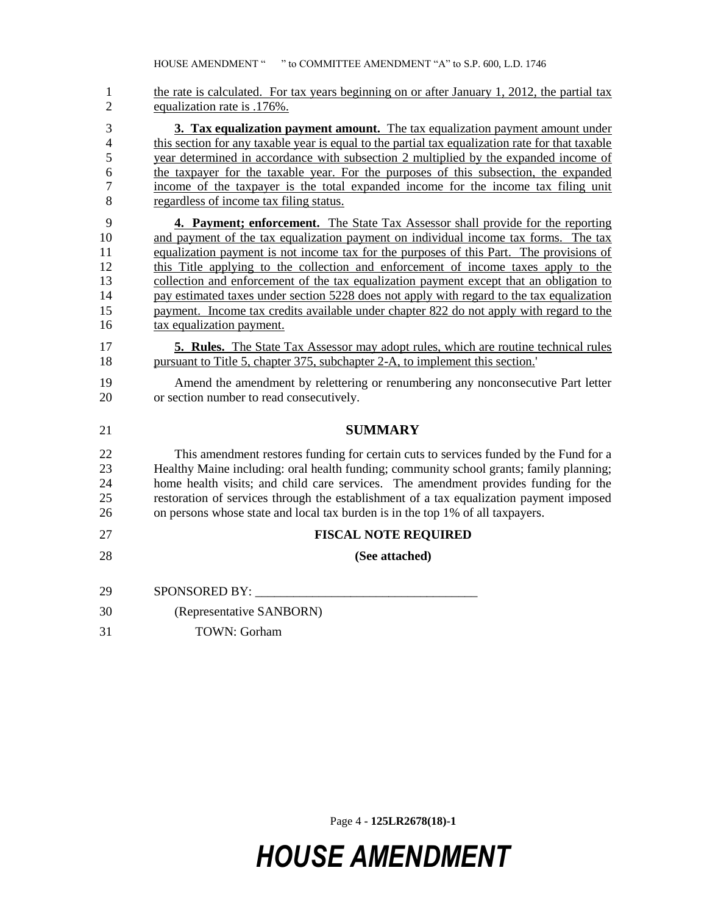the rate is calculated. For tax years beginning on or after January 1, 2012, the partial tax equalization rate is .176%.

**3. Tax equalization payment amount.** The tax equalization payment amount under this section for any taxable year is equal to the partial tax equalization rate for that taxable year determined in accordance with subsection 2 multiplied by the expanded income of the taxpayer for the taxable year. For the purposes of this subsection, the expanded income of the taxpayer is the total expanded income for the income tax filing unit regardless of income tax filing status.

**4. Payment; enforcement.** The State Tax Assessor shall provide for the reporting and payment of the tax equalization payment on individual income tax forms. The tax equalization payment is not income tax for the purposes of this Part. The provisions of this Title applying to the collection and enforcement of income taxes apply to the collection and enforcement of the tax equalization payment except that an obligation to pay estimated taxes under section 5228 does not apply with regard to the tax equalization payment. Income tax credits available under chapter 822 do not apply with regard to the tax equalization payment.

**5. Rules.** The State Tax Assessor may adopt rules, which are routine technical rules pursuant to Title 5, chapter 375, subchapter 2-A, to implement this section.'

Amend the amendment by relettering or renumbering any nonconsecutive Part letter or section number to read consecutively.

## SUMMARY

This amendment restores funding for certain cuts to services funded by the Fund for a Healthy Maine including: oral health funding; community school grants; family planning; home health visits; and child care services. The amendment provides funding for the restoration of services through the establishment of a tax equalization payment imposed on persons whose state and local tax burden is in the top 1% of all taxpayers.

**FISCAL NOTE REQUIRED**

**(See attached)**

SPONSORED BY: ___________________________________

(Representative SANBORN)

TOWN: Gorham

# *HOUSE AMENDMENT*